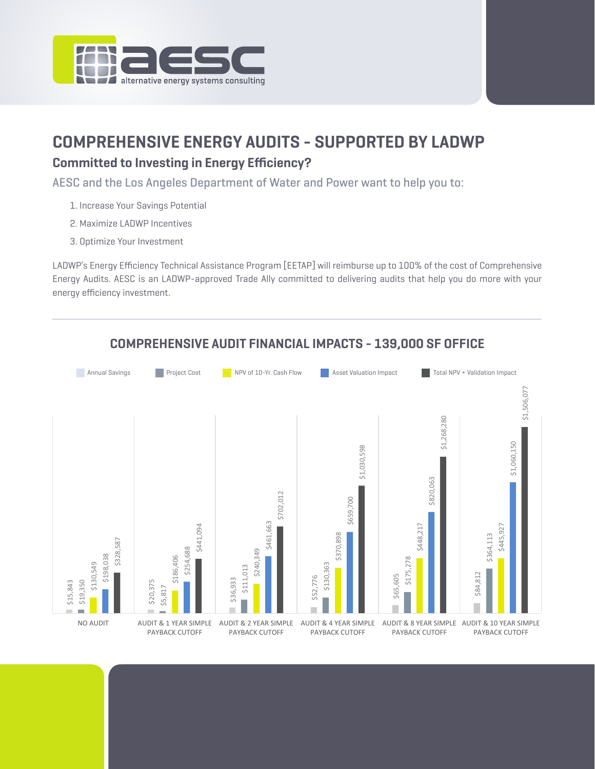aesc alternative energy systems consulting

# COMPREHENSIVE ENERGY AUDITS - SUPPORTED BY LADWP

## Committed to Investing in Energy Efficiency?

AESC and the Los Angeles Department of Water and Power want to help you to:

1. Increase Your Savings Potential
2. Maximize LADWP Incentives
3. Optimize Your Investment

LADWP's Energy Efficiency Technical Assistance Program [EETAP] will reimburse up to 100% of the cost of Comprehensive Energy Audits. AESC is an LADWP-approved Trade Ally committed to delivering audits that help you do more with your energy efficiency investment.

## COMPREHENSIVE AUDIT FINANCIAL IMPACTS - 139,000 SF OFFICE

| | Annual Savings | Project Cost | NPV of 10-Yr. Cash Flow | Asset Valuation Impact | Total NPV + Validation Impact |
|---|---|---|---|---|---|
| NO AUDIT | $15,843 | $19,350 | $130,549 | $198,038 | $328,587 |
| AUDIT & 1 YEAR SIMPLE PAYBACK CUTOFF | $20,375 | $5,817 | $186,406 | $254,688 | $441,094 |
| AUDIT & 2 YEAR SIMPLE PAYBACK CUTOFF | $36,933 | $111,013 | $240,349 | $461,663 | $702,012 |
| AUDIT & 4 YEAR SIMPLE PAYBACK CUTOFF | $52,776 | $130,363 | $370,898 | $659,700 | $1,030,598 |
| AUDIT & 8 YEAR SIMPLE PAYBACK CUTOFF | $65,605 | $175,278 | $448,217 | $820,063 | $1,268,280 |
| AUDIT & 10 YEAR SIMPLE PAYBACK CUTOFF | $84,812 | $364,113 | $445,927 | $1,060,150 | $1,506,077 |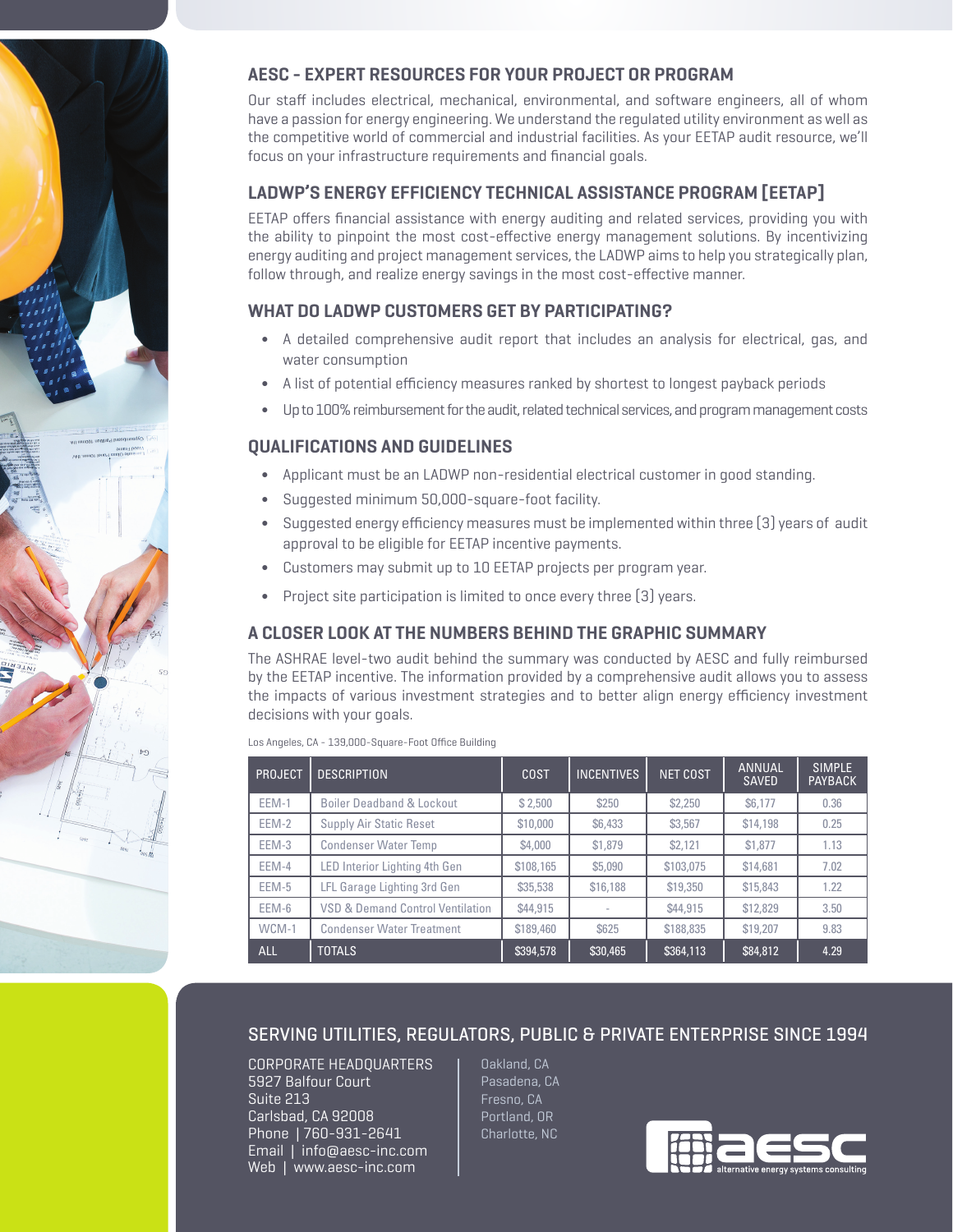## AESC - EXPERT RESOURCES FOR YOUR PROJECT OR PROGRAM

Our staff includes electrical, mechanical, environmental, and software engineers, all of whom have a passion for energy engineering. We understand the regulated utility environment as well as the competitive world of commercial and industrial facilities. As your EETAP audit resource, we'll focus on your infrastructure requirements and financial goals.

## LADWP'S ENERGY EFFICIENCY TECHNICAL ASSISTANCE PROGRAM [EETAP]

EETAP offers financial assistance with energy auditing and related services, providing you with the ability to pinpoint the most cost-effective energy management solutions. By incentivizing energy auditing and project management services, the LADWP aims to help you strategically plan, follow through, and realize energy savings in the most cost-effective manner.

## WHAT DO LADWP CUSTOMERS GET BY PARTICIPATING?

- A detailed comprehensive audit report that includes an analysis for electrical, gas, and water consumption
- A list of potential efficiency measures ranked by shortest to longest payback periods
- Up to 100% reimbursement for the audit, related technical services, and program management costs

## QUALIFICATIONS AND GUIDELINES

- Applicant must be an LADWP non-residential electrical customer in good standing.
- Suggested minimum 50,000-square-foot facility.
- Suggested energy efficiency measures must be implemented within three (3) years of audit approval to be eligible for EETAP incentive payments.
- Customers may submit up to 10 EETAP projects per program year.
- Project site participation is limited to once every three (3) years.

## A CLOSER LOOK AT THE NUMBERS BEHIND THE GRAPHIC SUMMARY

The ASHRAE level-two audit behind the summary was conducted by AESC and fully reimbursed by the EETAP incentive. The information provided by a comprehensive audit allows you to assess the impacts of various investment strategies and to better align energy efficiency investment decisions with your goals.

Los Angeles, CA - 139,000-Square-Foot Office Building

| PROJECT | DESCRIPTION | COST | INCENTIVES | NET COST | ANNUAL SAVED | SIMPLE PAYBACK |
|---|---|---|---|---|---|---|
| EEM-1 | Boiler Deadband & Lockout | $ 2,500 | $250 | $2,250 | $6,177 | 0.36 |
| EEM-2 | Supply Air Static Reset | $10,000 | $6,433 | $3,567 | $14,198 | 0.25 |
| EEM-3 | Condenser Water Temp | $4,000 | $1,879 | $2,121 | $1,877 | 1.13 |
| EEM-4 | LED Interior Lighting 4th Gen | $108,165 | $5,090 | $103,075 | $14,681 | 7.02 |
| EEM-5 | LFL Garage Lighting 3rd Gen | $35,538 | $16,188 | $19,350 | $15,843 | 1.22 |
| EEM-6 | VSD & Demand Control Ventilation | $44,915 | - | $44,915 | $12,829 | 3.50 |
| WCM-1 | Condenser Water Treatment | $189,460 | $625 | $188,835 | $19,207 | 9.83 |
| ALL | TOTALS | $394,578 | $30,465 | $364,113 | $84,812 | 4.29 |

## SERVING UTILITIES, REGULATORS, PUBLIC & PRIVATE ENTERPRISE SINCE 1994

CORPORATE HEADQUARTERS
5927 Balfour Court
Suite 213
Carlsbad, CA 92008
Phone | 760-931-2641
Email | info@aesc-inc.com
Web | www.aesc-inc.com

Oakland, CA
Pasadena, CA
Fresno, CA
Portland, OR
Charlotte, NC

aesc
alternative energy systems consulting